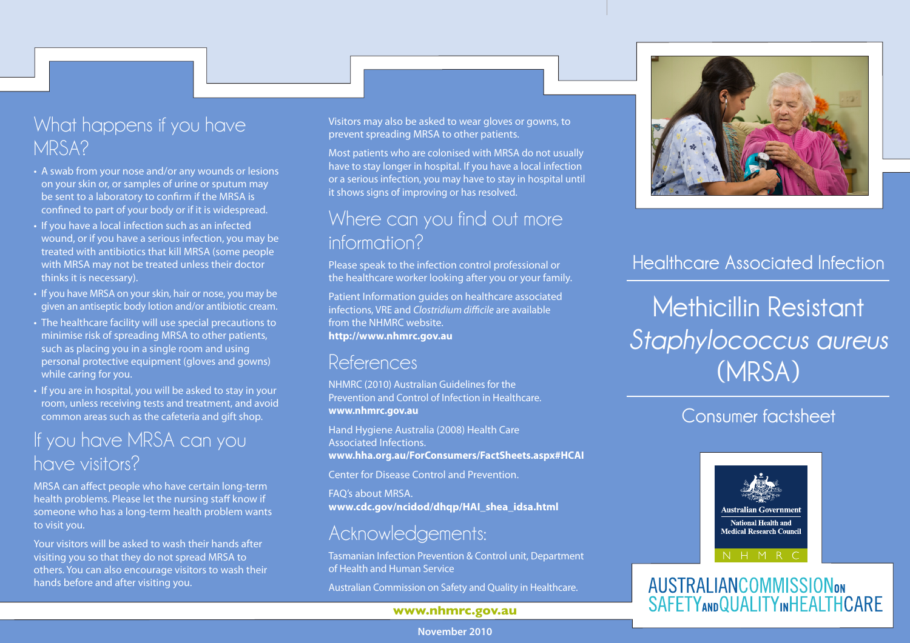## What happens if you have MRSA?

- A swab from your nose and/or any wounds or lesions on your skin or, or samples of urine or sputum may be sent to a laboratory to confirm if the MRSA is confined to part of your body or if it is widespread.
- If you have a local infection such as an infected wound, or if you have a serious infection, you may be treated with antibiotics that kill MRSA (some people with MRSA may not be treated unless their doctor thinks it is necessary).
- If you have MRSA on your skin, hair or nose, you may be given an antiseptic body lotion and/or antibiotic cream.
- The healthcare facility will use special precautions to minimise risk of spreading MRSA to other patients, such as placing you in a single room and using personal protective equipment (gloves and gowns) while caring for you.
- If you are in hospital, you will be asked to stay in your room, unless receiving tests and treatment, and avoid common areas such as the cafeteria and gift shop.

## If you have MRSA can you have visitors?

MRSA can affect people who have certain long-term health problems. Please let the nursing staff know if someone who has a long-term health problem wants to visit you.

Your visitors will be asked to wash their hands after visiting you so that they do not spread MRSA to others. You can also encourage visitors to wash their hands before and after visiting you.

Visitors may also be asked to wear gloves or gowns, to prevent spreading MRSA to other patients.

Most patients who are colonised with MRSA do not usually have to stay longer in hospital. If you have a local infection or a serious infection, you may have to stay in hospital until it shows signs of improving or has resolved.

## Where can you find out more information?

Please speak to the infection control professional or the healthcare worker looking after you or your family.

Patient Information guides on healthcare associated infections, VRE and *Clostridium difficile* are available from the NHMRC website.
**http://www.nhmrc.gov.au**

## References

NHMRC (2010) Australian Guidelines for the Prevention and Control of Infection in Healthcare.
**www.nhmrc.gov.au**

Hand Hygiene Australia (2008) Health Care Associated Infections.
**www.hha.org.au/ForConsumers/FactSheets.aspx#HCAI**

Center for Disease Control and Prevention.

FAQ's about MRSA.
**www.cdc.gov/ncidod/dhqp/HAI_shea_idsa.html**

## Acknowledgements:

Tasmanian Infection Prevention & Control unit, Department of Health and Human Service

Australian Commission on Safety and Quality in Healthcare.

**www.nhmrc.gov.au**

**November 2010**

Healthcare Associated Infection

# Methicillin Resistant *Staphylococcus aureus* (MRSA)

Consumer factsheet

Australian Government
National Health and Medical Research Council
NHMRC

AUSTRALIAN COMMISSION ON SAFETY AND QUALITY IN HEALTHCARE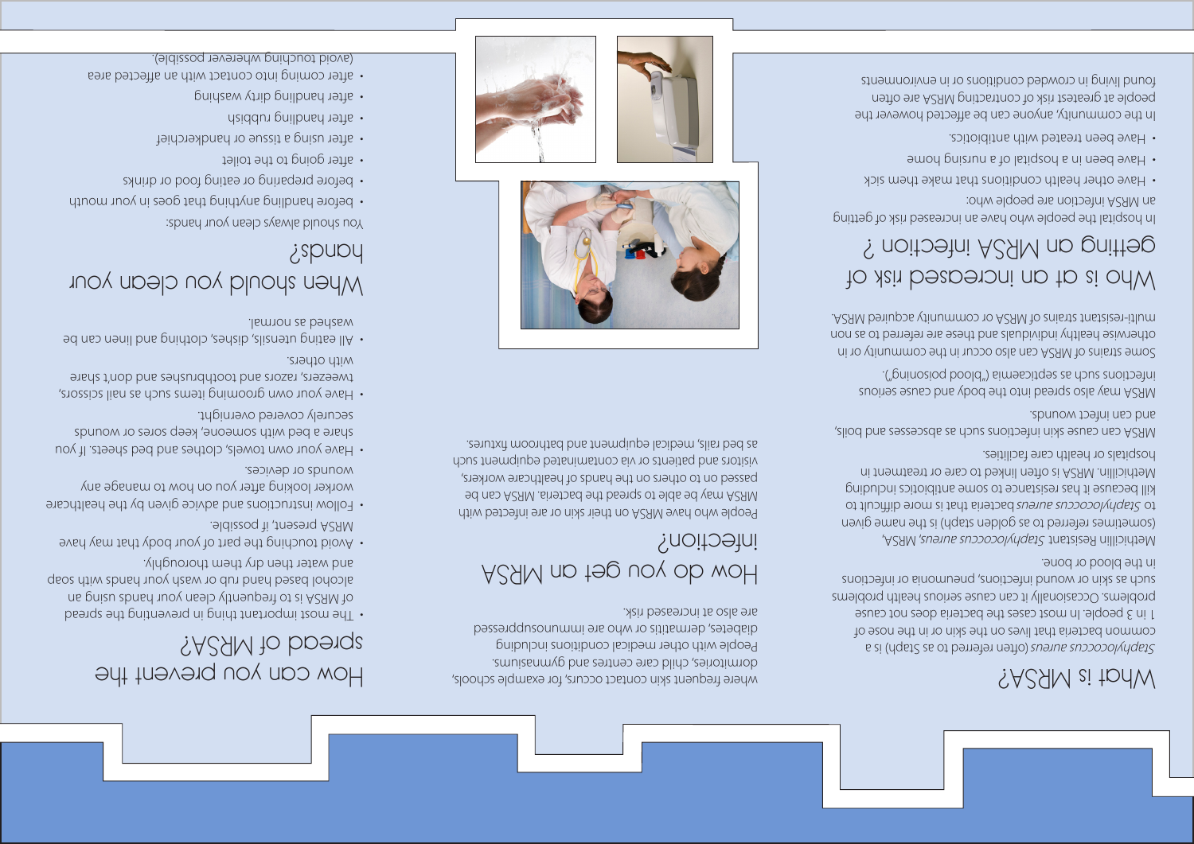# What is MRSA?

*Staphylococcus aureus* (often referred to as Staph) is a common bacteria that lives on the skin or in the nose of 1 in 3 people. In most cases the bacteria does not cause problems. Occasionally it can cause serious health problems such as skin or wound infections, pneumonia or infections in the blood or bone.

Methicillin Resistant *Staphylococcus aureus*, MRSA, (sometimes referred to as golden staph) is the name given to *Staphylococcus aureus* bacteria that is more difficult to kill because it has resistance to some antibiotics including Methicillin. MRSA is often linked to care or treatment in hospitals or health care facilities.

MRSA can cause skin infections such as abscesses and boils, and can infect wounds.

MRSA may also spread into the body and cause serious infections such as septicaemia ("blood poisoning").

Some strains of MRSA can also occur in the community or in otherwise healthy individuals and these are referred to as non multi-resistant strains of MRSA or community acquired MRSA.

## Who is at an increased risk of getting an MRSA infection?

In hospital the people who have an increased risk of getting an MRSA infection are people who:

- Have other health conditions that make them sick
- Have been in a hospital or a nursing home
- Have been treated with antibiotics.

In the community, anyone can be affected however the people at greatest risk of contracting MRSA are often found living in crowded conditions or in environments where frequent skin contact occurs, for example schools, dormitories, child care centres and gymnasiums.

People with other medical conditions including diabetes, dermatitis or who are immunosuppressed are also at increased risk.

## How do you get an MRSA infection?

People who have MRSA on their skin or are infected with MRSA may be able to spread the bacteria. MRSA can be passed on to others on the hands of healthcare workers, visitors and patients or via contaminated equipment such as bed rails, medical equipment and bathroom fixtures.

## How can you prevent the spread of MRSA?

- The most important thing in preventing the spread of MRSA is to frequently clean your hands using an alcohol based hand rub or wash your hands with soap and water then dry them thoroughly.
- Avoid touching the part of your body that may have MRSA present, if possible.
- Follow instructions and advice given by the healthcare worker looking after you on how to manage any wounds or devices.
- Have your own towels, clothes and bed sheets. If you share a bed with someone, keep sores or wounds securely covered overnight.
- Have your own grooming items such as nail scissors, tweezers, razors and toothbrushes and don't share with others.
- All eating utensils, dishes, clothing and linen can be washed as normal.

## When should you clean your hands?

You should always clean your hands:

- before handling anything that goes in your mouth
- before preparing or eating food or drinks
- after going to the toilet
- after using a tissue or handkerchief
- after handling rubbish
- after handling dirty washing
- after coming into contact with an affected area (avoid touching wherever possible).